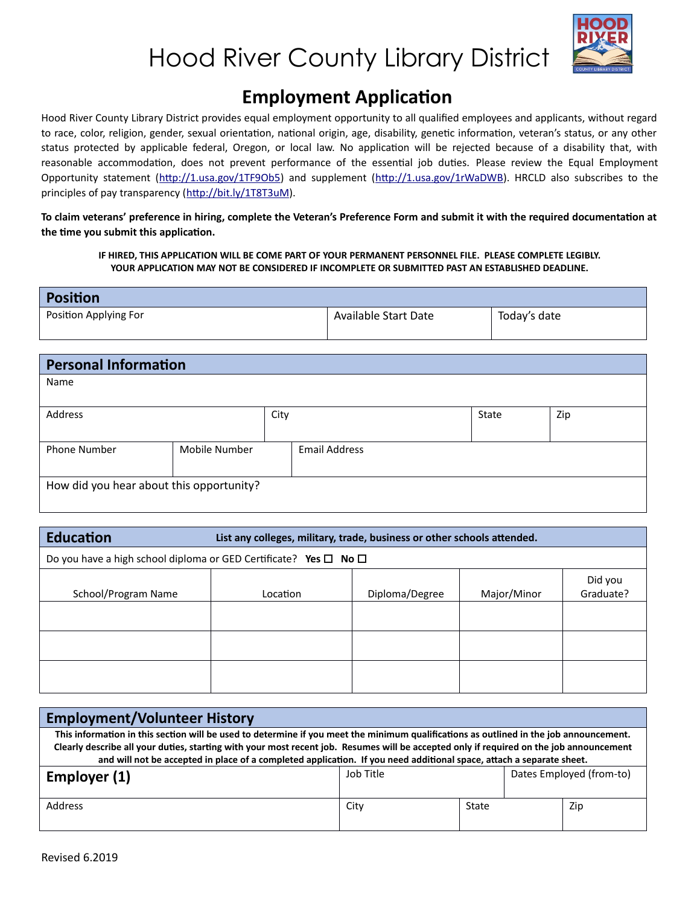# Hood River County Library District

## Employment Application

Hood River County Library District provides equal employment opportunity to all qualified employees and applicants, without regard to race, color, religion, gender, sexual orientation, national origin, age, disability, genetic information, veteran's status, or any other status protected by applicable federal, Oregon, or local law. No application will be rejected because of a disability that, with reasonable accommodation, does not prevent performance of the essential job duties. Please review the Equal Employment Opportunity statement (http://1.usa.gov/1TF9Ob5) and supplement (http://1.usa.gov/1rWaDWB). HRCLD also subscribes to the principles of pay transparency (http://bit.ly/1T8T3uM).

**To claim veterans' preference in hiring, complete the Veteran's Preference Form and submit it with the required documentation at the time you submit this application.**

**IF HIRED, THIS APPLICATION WILL BE COME PART OF YOUR PERMANENT PERSONNEL FILE. PLEASE COMPLETE LEGIBLY. YOUR APPLICATION MAY NOT BE CONSIDERED IF INCOMPLETE OR SUBMITTED PAST AN ESTABLISHED DEADLINE.**

### Position

| Position Applying For | Available Start Date | Today's date |
|---|---|---|
| | | |

### Personal Information

| Name | | | | |
|---|---|---|---|---|
| Address | | City | State | Zip |
| Phone Number | Mobile Number | Email Address | | |
| How did you hear about this opportunity? | | | | |

### Education

**List any colleges, military, trade, business or other schools attended.**

Do you have a high school diploma or GED Certificate? **Yes** ☐ **No** ☐

| School/Program Name | Location | Diploma/Degree | Major/Minor | Did you Graduate? |
|---|---|---|---|---|
| | | | | |
| | | | | |
| | | | | |

### Employment/Volunteer History

**This information in this section will be used to determine if you meet the minimum qualifications as outlined in the job announcement. Clearly describe all your duties, starting with your most recent job. Resumes will be accepted only if required on the job announcement and will not be accepted in place of a completed application. If you need additional space, attach a separate sheet.**

| **Employer (1)** | Job Title | | Dates Employed (from-to) |
|---|---|---|---|
| Address | City | State | Zip |

Revised 6.2019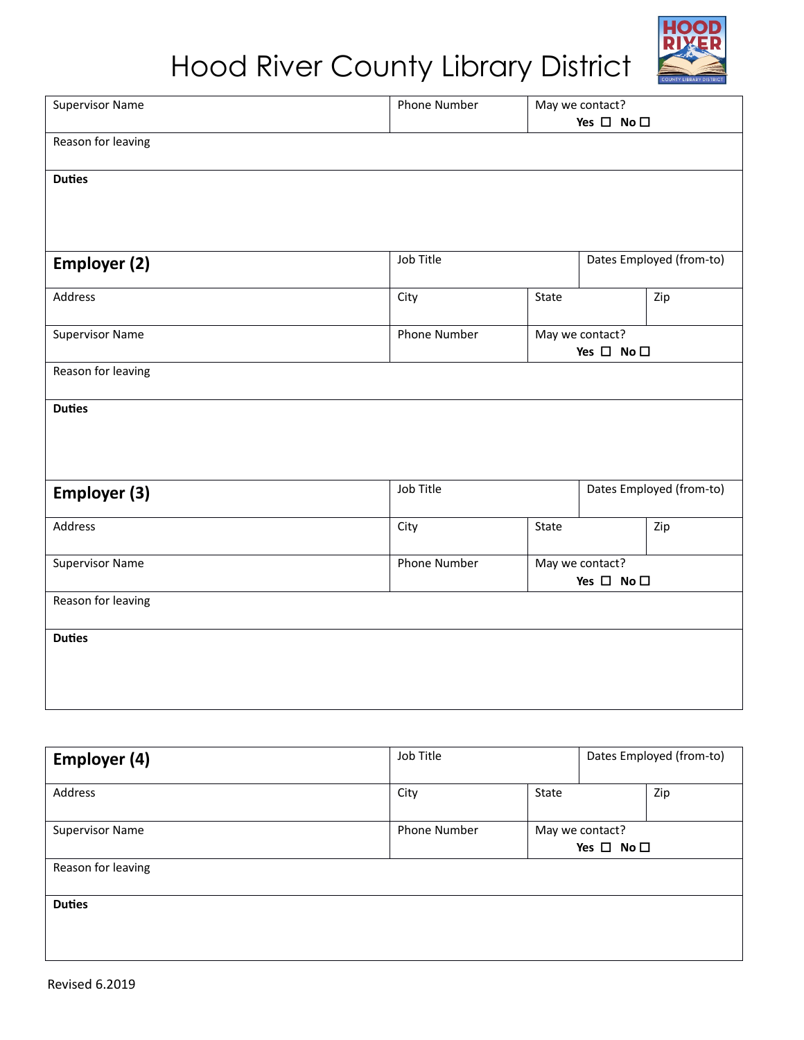# Hood River County Library District

| Supervisor Name | Phone Number | May we contact? Yes ☐ No ☐ |
|---|---|---|
| Reason for leaving | | |
| **Duties** | | |

| **Employer (2)** | Job Title | | Dates Employed (from-to) |
|---|---|---|---|
| Address | City | State | Zip |
| Supervisor Name | Phone Number | May we contact? Yes ☐ No ☐ | |
| Reason for leaving | | | |
| **Duties** | | | |

| **Employer (3)** | Job Title | | Dates Employed (from-to) |
|---|---|---|---|
| Address | City | State | Zip |
| Supervisor Name | Phone Number | May we contact? Yes ☐ No ☐ | |
| Reason for leaving | | | |
| **Duties** | | | |

| **Employer (4)** | Job Title | | Dates Employed (from-to) |
|---|---|---|---|
| Address | City | State | Zip |
| Supervisor Name | Phone Number | May we contact? Yes ☐ No ☐ | |
| Reason for leaving | | | |
| **Duties** | | | |

Revised 6.2019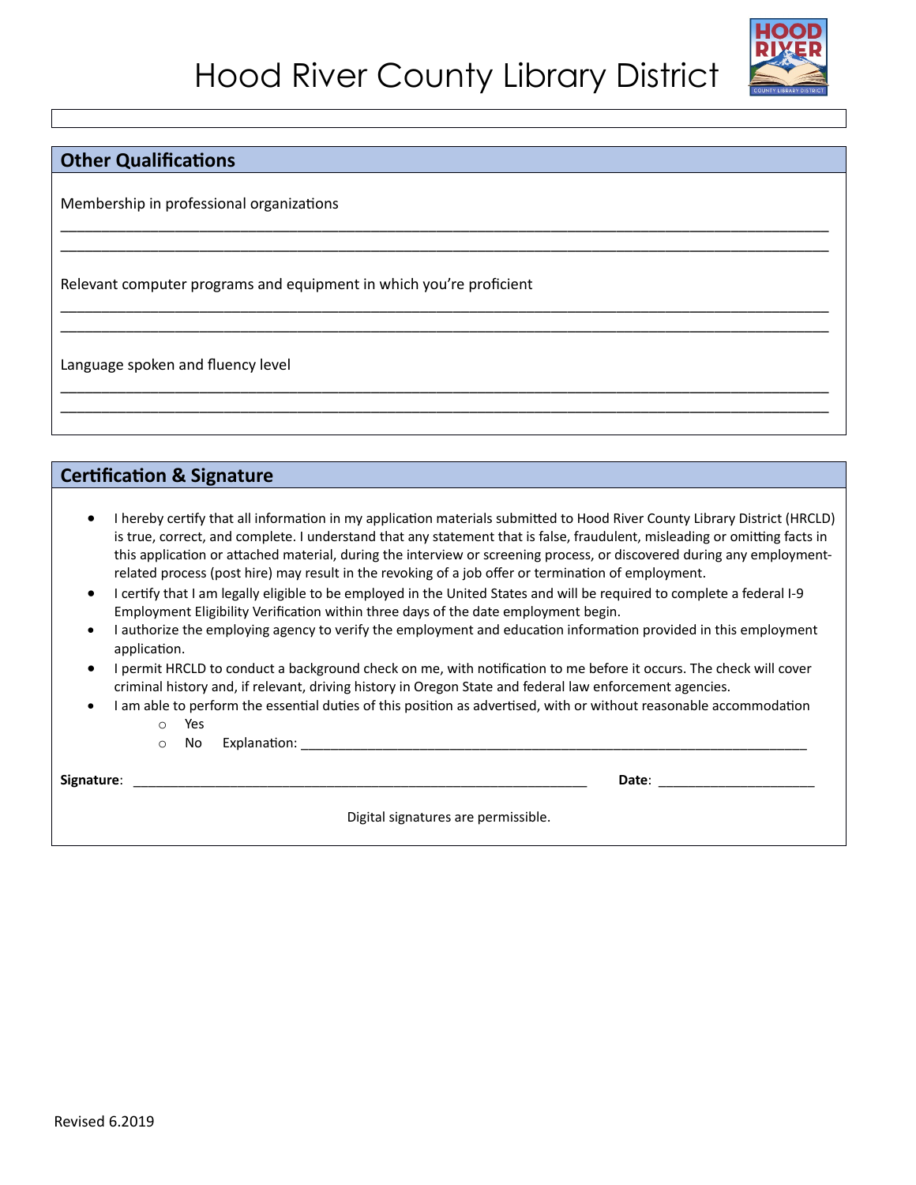# Hood River County Library District

## Other Qualifications

Membership in professional organizations

______________________________________________________________________________________________
______________________________________________________________________________________________

Relevant computer programs and equipment in which you're proficient

______________________________________________________________________________________________
______________________________________________________________________________________________

Language spoken and fluency level

______________________________________________________________________________________________
______________________________________________________________________________________________

## Certification & Signature

- I hereby certify that all information in my application materials submitted to Hood River County Library District (HRCLD) is true, correct, and complete. I understand that any statement that is false, fraudulent, misleading or omitting facts in this application or attached material, during the interview or screening process, or discovered during any employment-related process (post hire) may result in the revoking of a job offer or termination of employment.
- I certify that I am legally eligible to be employed in the United States and will be required to complete a federal I-9 Employment Eligibility Verification within three days of the date employment begin.
- I authorize the employing agency to verify the employment and education information provided in this employment application.
- I permit HRCLD to conduct a background check on me, with notification to me before it occurs. The check will cover criminal history and, if relevant, driving history in Oregon State and federal law enforcement agencies.
- I am able to perform the essential duties of this position as advertised, with or without reasonable accommodation
  - Yes
  - No Explanation: ______________________________________________________________________

**Signature**: ______________________________________________________________ **Date**: ______________________

Digital signatures are permissible.

Revised 6.2019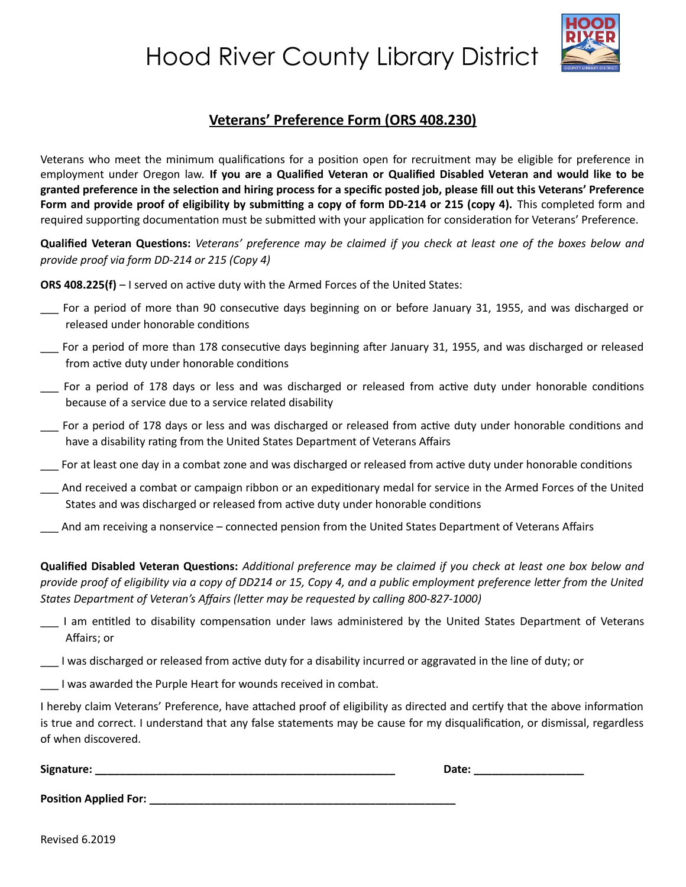# Hood River County Library District

## Veterans' Preference Form (ORS 408.230)

Veterans who meet the minimum qualifications for a position open for recruitment may be eligible for preference in employment under Oregon law. **If you are a Qualified Veteran or Qualified Disabled Veteran and would like to be granted preference in the selection and hiring process for a specific posted job, please fill out this Veterans' Preference Form and provide proof of eligibility by submitting a copy of form DD-214 or 215 (copy 4).** This completed form and required supporting documentation must be submitted with your application for consideration for Veterans' Preference.

**Qualified Veteran Questions:** *Veterans' preference may be claimed if you check at least one of the boxes below and provide proof via form DD-214 or 215 (Copy 4)*

**ORS 408.225(f)** – I served on active duty with the Armed Forces of the United States:

___ For a period of more than 90 consecutive days beginning on or before January 31, 1955, and was discharged or released under honorable conditions

___ For a period of more than 178 consecutive days beginning after January 31, 1955, and was discharged or released from active duty under honorable conditions

___ For a period of 178 days or less and was discharged or released from active duty under honorable conditions because of a service due to a service related disability

___ For a period of 178 days or less and was discharged or released from active duty under honorable conditions and have a disability rating from the United States Department of Veterans Affairs

___ For at least one day in a combat zone and was discharged or released from active duty under honorable conditions

___ And received a combat or campaign ribbon or an expeditionary medal for service in the Armed Forces of the United States and was discharged or released from active duty under honorable conditions

___ And am receiving a nonservice – connected pension from the United States Department of Veterans Affairs

**Qualified Disabled Veteran Questions:** *Additional preference may be claimed if you check at least one box below and provide proof of eligibility via a copy of DD214 or 15, Copy 4, and a public employment preference letter from the United States Department of Veteran's Affairs (letter may be requested by calling 800-827-1000)*

___ I am entitled to disability compensation under laws administered by the United States Department of Veterans Affairs; or

___ I was discharged or released from active duty for a disability incurred or aggravated in the line of duty; or

___ I was awarded the Purple Heart for wounds received in combat.

I hereby claim Veterans' Preference, have attached proof of eligibility as directed and certify that the above information is true and correct. I understand that any false statements may be cause for my disqualification, or dismissal, regardless of when discovered.

**Signature:** ___________________________________________________ **Date:** __________________

**Position Applied For:** ___________________________________________________

Revised 6.2019